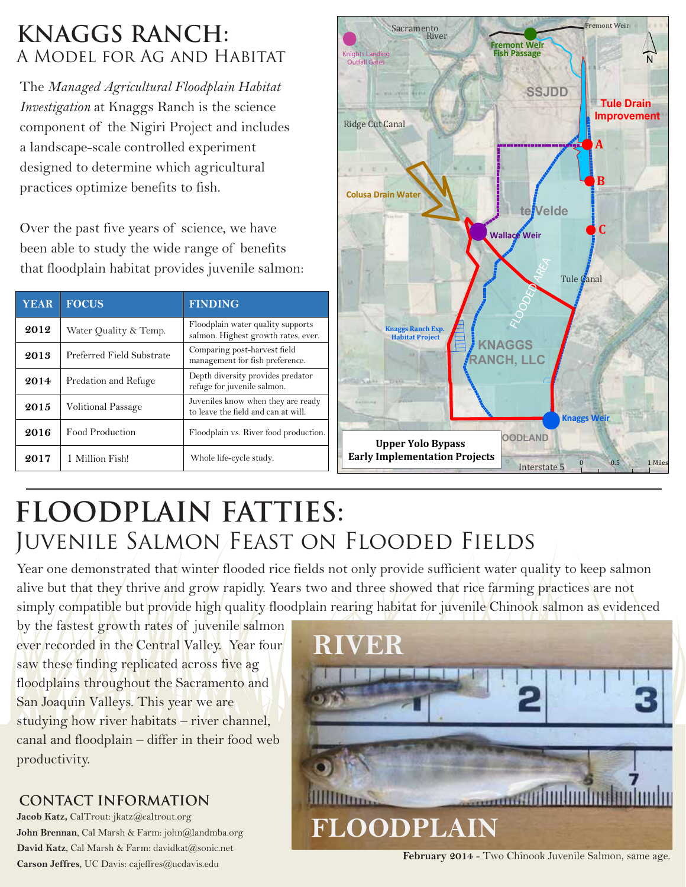# KNAGGS RANCH:
## A Model for Ag and Habitat

The *Managed Agricultural Floodplain Habitat Investigation* at Knaggs Ranch is the science component of the Nigiri Project and includes a landscape-scale controlled experiment designed to determine which agricultural practices optimize benefits to fish.

Over the past five years of science, we have been able to study the wide range of benefits that floodplain habitat provides juvenile salmon:

| YEAR | FOCUS | FINDING |
|---|---|---|
| **2012** | Water Quality & Temp. | Floodplain water quality supports salmon. Highest growth rates, ever. |
| **2013** | Preferred Field Substrate | Comparing post-harvest field management for fish preference. |
| **2014** | Predation and Refuge | Depth diversity provides predator refuge for juvenile salmon. |
| **2015** | Volitional Passage | Juveniles know when they are ready to leave the field and can at will. |
| **2016** | Food Production | Floodplain vs. River food production. |
| **2017** | 1 Million Fish! | Whole life-cycle study. |

Upper Yolo Bypass Early Implementation Projects

# FLOODPLAIN FATTIES:
## Juvenile Salmon Feast on Flooded Fields

Year one demonstrated that winter flooded rice fields not only provide sufficient water quality to keep salmon alive but that they thrive and grow rapidly. Years two and three showed that rice farming practices are not simply compatible but provide high quality floodplain rearing habitat for juvenile Chinook salmon as evidenced by the fastest growth rates of juvenile salmon ever recorded in the Central Valley. Year four saw these finding replicated across five ag floodplains throughout the Sacramento and San Joaquin Valleys. This year we are studying how river habitats – river channel, canal and floodplain – differ in their food web productivity.

**February 2014** - Two Chinook Juvenile Salmon, same age.

### CONTACT INFORMATION

**Jacob Katz,** CalTrout: jkatz@caltrout.org
**John Brennan**, Cal Marsh & Farm: john@landmba.org
**David Katz**, Cal Marsh & Farm: davidkat@sonic.net
**Carson Jeffres**, UC Davis: cajeffres@ucdavis.edu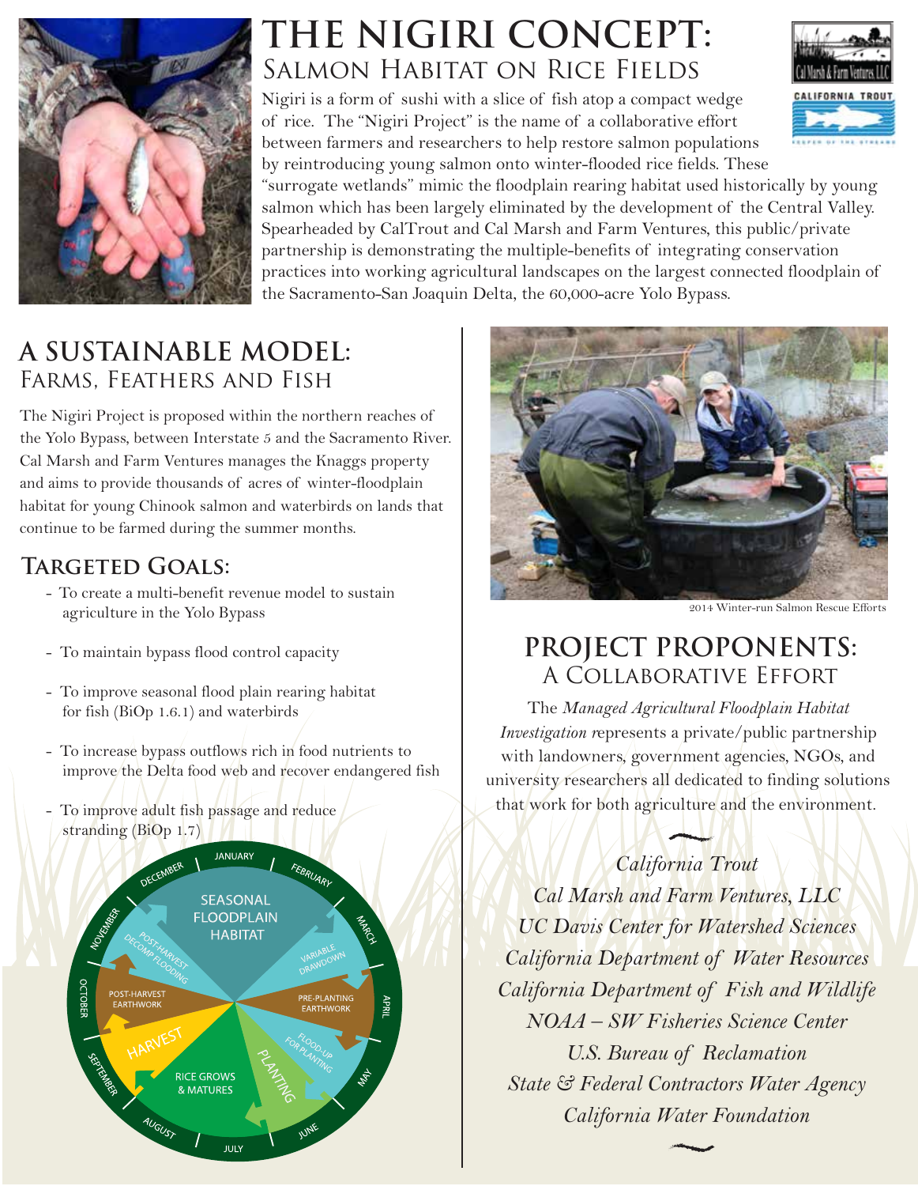# THE NIGIRI CONCEPT:
## Salmon Habitat on Rice Fields

Nigiri is a form of sushi with a slice of fish atop a compact wedge of rice. The "Nigiri Project" is the name of a collaborative effort between farmers and researchers to help restore salmon populations by reintroducing young salmon onto winter-flooded rice fields. These "surrogate wetlands" mimic the floodplain rearing habitat used historically by young salmon which has been largely eliminated by the development of the Central Valley. Spearheaded by CalTrout and Cal Marsh and Farm Ventures, this public/private partnership is demonstrating the multiple-benefits of integrating conservation practices into working agricultural landscapes on the largest connected floodplain of the Sacramento-San Joaquin Delta, the 60,000-acre Yolo Bypass.

## A SUSTAINABLE MODEL:
### Farms, Feathers and Fish

The Nigiri Project is proposed within the northern reaches of the Yolo Bypass, between Interstate 5 and the Sacramento River. Cal Marsh and Farm Ventures manages the Knaggs property and aims to provide thousands of acres of winter-floodplain habitat for young Chinook salmon and waterbirds on lands that continue to be farmed during the summer months.

### Targeted Goals:

- To create a multi-benefit revenue model to sustain agriculture in the Yolo Bypass
- To maintain bypass flood control capacity
- To improve seasonal flood plain rearing habitat for fish (BiOp 1.6.1) and waterbirds
- To increase bypass outflows rich in food nutrients to improve the Delta food web and recover endangered fish
- To improve adult fish passage and reduce stranding (BiOp 1.7)

JANUARY
FEBRUARY
MARCH
APRIL
MAY
JUNE
JULY
AUGUST
SEPTEMBER
OCTOBER
NOVEMBER
DECEMBER
SEASONAL FLOODPLAIN HABITAT
VARIABLE DRAWDOWN
PRE-PLANTING EARTHWORK
FLOOD-UP FOR PLANTING
PLANTING
RICE GROWS & MATURES
HARVEST
POST-HARVEST EARTHWORK
POST-HARVEST DECOMP FLOODING

2014 Winter-run Salmon Rescue Efforts

## PROJECT PROPONENTS:
### A Collaborative Effort

The *Managed Agricultural Floodplain Habitat Investigation* represents a private/public partnership with landowners, government agencies, NGOs, and university researchers all dedicated to finding solutions that work for both agriculture and the environment.

*California Trout*
*Cal Marsh and Farm Ventures, LLC*
*UC Davis Center for Watershed Sciences*
*California Department of Water Resources*
*California Department of Fish and Wildlife*
*NOAA – SW Fisheries Science Center*
*U.S. Bureau of Reclamation*
*State & Federal Contractors Water Agency*
*California Water Foundation*